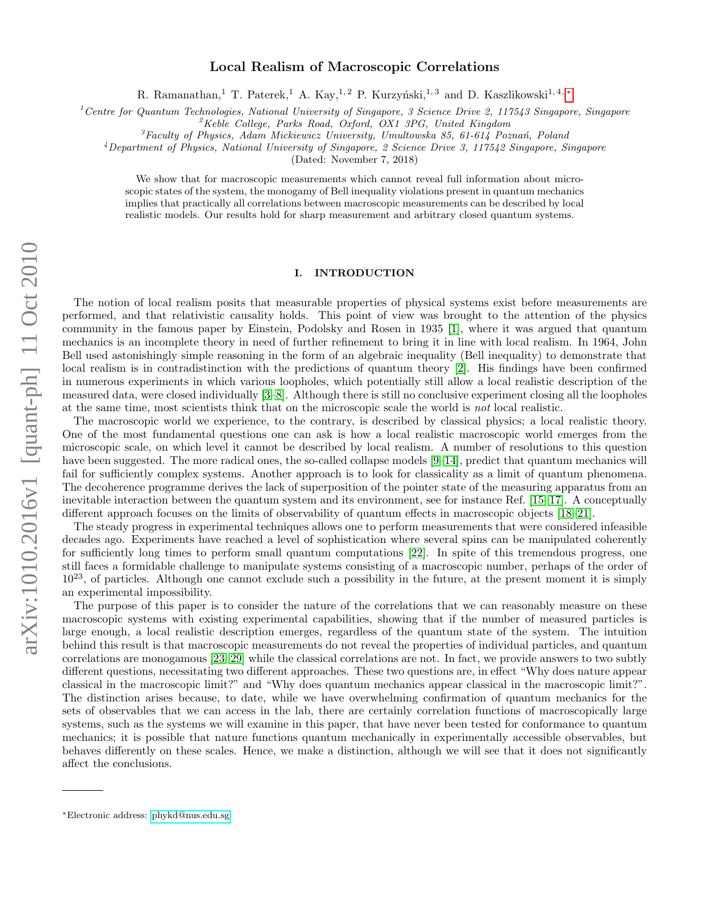# Local Realism of Macroscopic Correlations

R. Ramanathan,[1] T. Paterek,[1] A. Kay,[1,2] P. Kurzyński,[1,3] and D. Kaszlikowski[1,4,*]

[1] *Centre for Quantum Technologies, National University of Singapore, 3 Science Drive 2, 117543 Singapore, Singapore*
[2] *Keble College, Parks Road, Oxford, OX1 3PG, United Kingdom*
[3] *Faculty of Physics, Adam Mickiewicz University, Umultowska 85, 61-614 Poznań, Poland*
[4] *Department of Physics, National University of Singapore, 2 Science Drive 3, 117542 Singapore, Singapore*

(Dated: November 7, 2018)

We show that for macroscopic measurements which cannot reveal full information about microscopic states of the system, the monogamy of Bell inequality violations present in quantum mechanics implies that practically all correlations between macroscopic measurements can be described by local realistic models. Our results hold for sharp measurement and arbitrary closed quantum systems.

## I. INTRODUCTION

The notion of local realism posits that measurable properties of physical systems exist before measurements are performed, and that relativistic causality holds. This point of view was brought to the attention of the physics community in the famous paper by Einstein, Podolsky and Rosen in 1935 [1], where it was argued that quantum mechanics is an incomplete theory in need of further refinement to bring it in line with local realism. In 1964, John Bell used astonishingly simple reasoning in the form of an algebraic inequality (Bell inequality) to demonstrate that local realism is in contradistinction with the predictions of quantum theory [2]. His findings have been confirmed in numerous experiments in which various loopholes, which potentially still allow a local realistic description of the measured data, were closed individually [3–8]. Although there is still no conclusive experiment closing all the loopholes at the same time, most scientists think that on the microscopic scale the world is *not* local realistic.

The macroscopic world we experience, to the contrary, is described by classical physics; a local realistic theory. One of the most fundamental questions one can ask is how a local realistic macroscopic world emerges from the microscopic scale, on which level it cannot be described by local realism. A number of resolutions to this question have been suggested. The more radical ones, the so-called collapse models [9–14], predict that quantum mechanics will fail for sufficiently complex systems. Another approach is to look for classicality as a limit of quantum phenomena. The decoherence programme derives the lack of superposition of the pointer state of the measuring apparatus from an inevitable interaction between the quantum system and its environment, see for instance Ref. [15–17]. A conceptually different approach focuses on the limits of observability of quantum effects in macroscopic objects [18–21].

The steady progress in experimental techniques allows one to perform measurements that were considered infeasible decades ago. Experiments have reached a level of sophistication where several spins can be manipulated coherently for sufficiently long times to perform small quantum computations [22]. In spite of this tremendous progress, one still faces a formidable challenge to manipulate systems consisting of a macroscopic number, perhaps of the order of $10^{23}$, of particles. Although one cannot exclude such a possibility in the future, at the present moment it is simply an experimental impossibility.

The purpose of this paper is to consider the nature of the correlations that we can reasonably measure on these macroscopic systems with existing experimental capabilities, showing that if the number of measured particles is large enough, a local realistic description emerges, regardless of the quantum state of the system. The intuition behind this result is that macroscopic measurements do not reveal the properties of individual particles, and quantum correlations are monogamous [23–29] while the classical correlations are not. In fact, we provide answers to two subtly different questions, necessitating two different approaches. These two questions are, in effect "Why does nature appear classical in the macroscopic limit?" and "Why does quantum mechanics appear classical in the macroscopic limit?". The distinction arises because, to date, while we have overwhelming confirmation of quantum mechanics for the sets of observables that we can access in the lab, there are certainly correlation functions of macroscopically large systems, such as the systems we will examine in this paper, that have never been tested for conformance to quantum mechanics; it is possible that nature functions quantum mechanically in experimentally accessible observables, but behaves differently on these scales. Hence, we make a distinction, although we will see that it does not significantly affect the conclusions.

---

*Electronic address: phykd@nus.edu.sg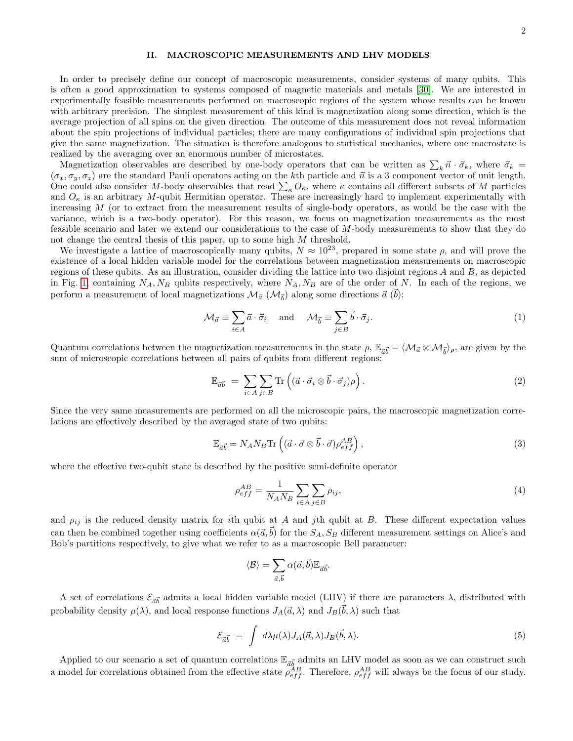## II. MACROSCOPIC MEASUREMENTS AND LHV MODELS

In order to precisely define our concept of macroscopic measurements, consider systems of many qubits. This is often a good approximation to systems composed of magnetic materials and metals [30]. We are interested in experimentally feasible measurements performed on macroscopic regions of the system whose results can be known with arbitrary precision. The simplest measurement of this kind is magnetization along some direction, which is the average projection of all spins on the given direction. The outcome of this measurement does not reveal information about the spin projections of individual particles; there are many configurations of individual spin projections that give the same magnetization. The situation is therefore analogous to statistical mechanics, where one macrostate is realized by the averaging over an enormous number of microstates.

Magnetization observables are described by one-body operators that can be written as $\sum_k \vec{n}\cdot\vec{\sigma}_k$, where $\vec{\sigma}_k = (\sigma_x, \sigma_y, \sigma_z)$ are the standard Pauli operators acting on the $k$th particle and $\vec{n}$ is a 3 component vector of unit length. One could also consider $M$-body observables that read $\sum_\kappa O_\kappa$, where $\kappa$ contains all different subsets of $M$ particles and $O_\kappa$ is an arbitrary $M$-qubit Hermitian operator. These are increasingly hard to implement experimentally with increasing $M$ (or to extract from the measurement results of single-body operators, as would be the case with the variance, which is a two-body operator). For this reason, we focus on magnetization measurements as the most feasible scenario and later we extend our considerations to the case of $M$-body measurements to show that they do not change the central thesis of this paper, up to some high $M$ threshold.

We investigate a lattice of macroscopically many qubits, $N \approx 10^{23}$, prepared in some state $\rho$, and will prove the existence of a local hidden variable model for the correlations between magnetization measurements on macroscopic regions of these qubits. As an illustration, consider dividing the lattice into two disjoint regions $A$ and $B$, as depicted in Fig. 1, containing $N_A, N_B$ qubits respectively, where $N_A, N_B$ are of the order of $N$. In each of the regions, we perform a measurement of local magnetizations $\mathcal{M}_{\vec{a}}$ ($\mathcal{M}_{\vec{b}}$) along some directions $\vec{a}$ ($\vec{b}$):

$$\mathcal{M}_{\vec{a}} \equiv \sum_{i\in A} \vec{a}\cdot\vec{\sigma}_i \quad \text{and} \quad \mathcal{M}_{\vec{b}} \equiv \sum_{j\in B} \vec{b}\cdot\vec{\sigma}_j. \tag{1}$$

Quantum correlations between the magnetization measurements in the state $\rho$, $\mathbb{E}_{\vec{a}\vec{b}} = \langle \mathcal{M}_{\vec{a}} \otimes \mathcal{M}_{\vec{b}} \rangle_\rho$, are given by the sum of microscopic correlations between all pairs of qubits from different regions:

$$\mathbb{E}_{\vec{a}\vec{b}} = \sum_{i\in A}\sum_{j\in B} \mathrm{Tr}\left( (\vec{a}\cdot\vec{\sigma}_i \otimes \vec{b}\cdot\vec{\sigma}_j)\rho \right). \tag{2}$$

Since the very same measurements are performed on all the microscopic pairs, the macroscopic magnetization correlations are effectively described by the averaged state of two qubits:

$$\mathbb{E}_{\vec{a}\vec{b}} = N_A N_B \mathrm{Tr}\left( (\vec{a}\cdot\vec{\sigma} \otimes \vec{b}\cdot\vec{\sigma})\rho^{AB}_{eff} \right), \tag{3}$$

where the effective two-qubit state is described by the positive semi-definite operator

$$\rho^{AB}_{eff} = \frac{1}{N_A N_B} \sum_{i\in A}\sum_{j\in B} \rho_{ij}, \tag{4}$$

and $\rho_{ij}$ is the reduced density matrix for $i$th qubit at $A$ and $j$th qubit at $B$. These different expectation values can then be combined together using coefficients $\alpha(\vec{a},\vec{b})$ for the $S_A, S_B$ different measurement settings on Alice's and Bob's partitions respectively, to give what we refer to as a macroscopic Bell parameter:

$$\langle \mathcal{B} \rangle = \sum_{\vec{a},\vec{b}} \alpha(\vec{a},\vec{b}) \mathbb{E}_{\vec{a}\vec{b}}.$$

A set of correlations $\mathcal{E}_{\vec{a}\vec{b}}$ admits a local hidden variable model (LHV) if there are parameters $\lambda$, distributed with probability density $\mu(\lambda)$, and local response functions $J_A(\vec{a},\lambda)$ and $J_B(\vec{b},\lambda)$ such that

$$\mathcal{E}_{\vec{a}\vec{b}} = \int d\lambda \mu(\lambda) J_A(\vec{a},\lambda) J_B(\vec{b},\lambda). \tag{5}$$

Applied to our scenario a set of quantum correlations $\mathbb{E}_{\vec{a}\vec{b}}$ admits an LHV model as soon as we can construct such a model for correlations obtained from the effective state $\rho^{AB}_{eff}$. Therefore, $\rho^{AB}_{eff}$ will always be the focus of our study.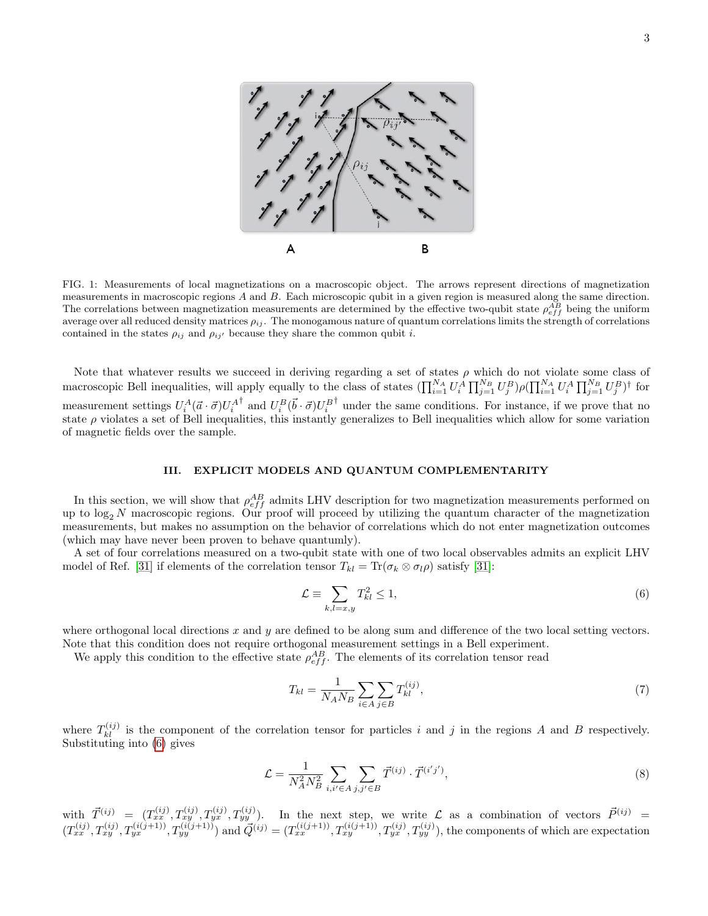FIG. 1: Measurements of local magnetizations on a macroscopic object. The arrows represent directions of magnetization measurements in macroscopic regions $A$ and $B$. Each microscopic qubit in a given region is measured along the same direction. The correlations between magnetization measurements are determined by the effective two-qubit state $\rho_{eff}^{AB}$ being the uniform average over all reduced density matrices $\rho_{ij}$. The monogamous nature of quantum correlations limits the strength of correlations contained in the states $\rho_{ij}$ and $\rho_{ij'}$ because they share the common qubit $i$.

Note that whatever results we succeed in deriving regarding a set of states $\rho$ which do not violate some class of macroscopic Bell inequalities, will apply equally to the class of states $(\prod_{i=1}^{N_A} U_i^A \prod_{j=1}^{N_B} U_j^B)\rho(\prod_{i=1}^{N_A} U_i^A \prod_{j=1}^{N_B} U_j^B)^\dagger$ for measurement settings $U_i^A(\vec{a}\cdot\vec{\sigma})U_i^{A^\dagger}$ and $U_i^B(\vec{b}\cdot\vec{\sigma})U_i^{B^\dagger}$ under the same conditions. For instance, if we prove that no state $\rho$ violates a set of Bell inequalities, this instantly generalizes to Bell inequalities which allow for some variation of magnetic fields over the sample.

## III. EXPLICIT MODELS AND QUANTUM COMPLEMENTARITY

In this section, we will show that $\rho_{eff}^{AB}$ admits LHV description for two magnetization measurements performed on up to $\log_2 N$ macroscopic regions. Our proof will proceed by utilizing the quantum character of the magnetization measurements, but makes no assumption on the behavior of correlations which do not enter magnetization outcomes (which may have never been proven to behave quantumly).

A set of four correlations measured on a two-qubit state with one of two local observables admits an explicit LHV model of Ref. [31] if elements of the correlation tensor $T_{kl} = \mathrm{Tr}(\sigma_k \otimes \sigma_l \rho)$ satisfy [31]:

$$\mathcal{L} \equiv \sum_{k,l=x,y} T_{kl}^2 \leq 1, \tag{6}$$

where orthogonal local directions $x$ and $y$ are defined to be along sum and difference of the two local setting vectors. Note that this condition does not require orthogonal measurement settings in a Bell experiment.

We apply this condition to the effective state $\rho_{eff}^{AB}$. The elements of its correlation tensor read

$$T_{kl} = \frac{1}{N_A N_B} \sum_{i\in A} \sum_{j \in B} T_{kl}^{(ij)}, \tag{7}$$

where $T_{kl}^{(ij)}$ is the component of the correlation tensor for particles $i$ and $j$ in the regions $A$ and $B$ respectively. Substituting into (6) gives

$$\mathcal{L} = \frac{1}{N_A^2 N_B^2} \sum_{i,i' \in A} \sum_{j,j' \in B} \vec{T}^{(ij)} \cdot \vec{T}^{(i'j')}, \tag{8}$$

with $\vec{T}^{(ij)} = (T_{xx}^{(ij)}, T_{xy}^{(ij)}, T_{yx}^{(ij)}, T_{yy}^{(ij)})$. In the next step, we write $\mathcal{L}$ as a combination of vectors $\vec{P}^{(ij)} = (T_{xx}^{(ij)}, T_{xy}^{(ij)}, T_{yx}^{(i(j+1))}, T_{yy}^{(i(j+1))})$ and $\vec{Q}^{(ij)} = (T_{xx}^{(i(j+1))}, T_{xy}^{(i(j+1))}, T_{yx}^{(ij)}, T_{yy}^{(ij)})$, the components of which are expectation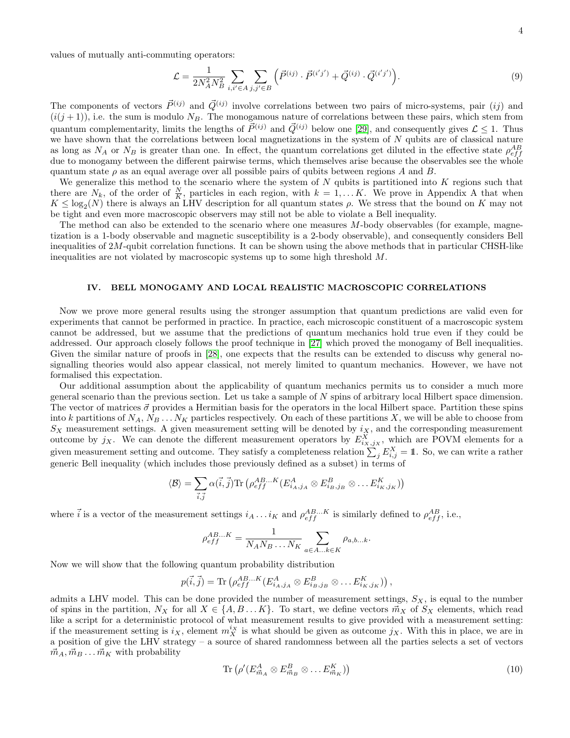values of mutually anti-commuting operators:

$$\mathcal{L} = \frac{1}{2N_A^2 N_B^2} \sum_{i,i' \in A} \sum_{j,j' \in B} \left( \vec{P}^{(ij)} \cdot \vec{P}^{(i'j')} + \vec{Q}^{(ij)} \cdot \vec{Q}^{(i'j')} \right). \tag{9}$$

The components of vectors $\vec{P}^{(ij)}$ and $\vec{Q}^{(ij)}$ involve correlations between two pairs of micro-systems, pair $(ij)$ and $(i(j+1))$, i.e. the sum is modulo $N_B$. The monogamous nature of correlations between these pairs, which stem from quantum complementarity, limits the lengths of $\vec{P}^{(ij)}$ and $\vec{Q}^{(ij)}$ below one [29], and consequently gives $\mathcal{L} \leq 1$. Thus we have shown that the correlations between local magnetizations in the system of $N$ qubits are of classical nature as long as $N_A$ or $N_B$ is greater than one. In effect, the quantum correlations get diluted in the effective state $\rho_{eff}^{AB}$ due to monogamy between the different pairwise terms, which themselves arise because the observables see the whole quantum state $\rho$ as an equal average over all possible pairs of qubits between regions $A$ and $B$.

We generalize this method to the scenario where the system of $N$ qubits is partitioned into $K$ regions such that there are $N_k$, of the order of $\frac{N}{K}$, particles in each region, with $k = 1, \dots K$. We prove in Appendix A that when $K \leq \log_2(N)$ there is always an LHV description for all quantum states $\rho$. We stress that the bound on $K$ may not be tight and even more macroscopic observers may still not be able to violate a Bell inequality.

The method can also be extended to the scenario where one measures $M$-body observables (for example, magnetization is a 1-body observable and magnetic susceptibility is a 2-body observable), and consequently considers Bell inequalities of $2M$-qubit correlation functions. It can be shown using the above methods that in particular CHSH-like inequalities are not violated by macroscopic systems up to some high threshold $M$.

## IV. BELL MONOGAMY AND LOCAL REALISTIC MACROSCOPIC CORRELATIONS

Now we prove more general results using the stronger assumption that quantum predictions are valid even for experiments that cannot be performed in practice. In practice, each microscopic constituent of a macroscopic system cannot be addressed, but we assume that the predictions of quantum mechanics hold true even if they could be addressed. Our approach closely follows the proof technique in [27] which proved the monogamy of Bell inequalities. Given the similar nature of proofs in [28], one expects that the results can be extended to discuss why general no-signalling theories would also appear classical, not merely limited to quantum mechanics. However, we have not formalised this expectation.

Our additional assumption about the applicability of quantum mechanics permits us to consider a much more general scenario than the previous section. Let us take a sample of $N$ spins of arbitrary local Hilbert space dimension. The vector of matrices $\vec{\sigma}$ provides a Hermitian basis for the operators in the local Hilbert space. Partition these spins into $k$ partitions of $N_A, N_B \dots N_K$ particles respectively. On each of these partitions $X$, we will be able to choose from $S_X$ measurement settings. A given measurement setting will be denoted by $i_X$, and the corresponding measurement outcome by $j_X$. We can denote the different measurement operators by $E^X_{i_X,j_X}$, which are POVM elements for a given measurement setting and outcome. They satisfy a completeness relation $\sum_j E^X_{i,j} = \mathbb{1}$. So, we can write a rather generic Bell inequality (which includes those previously defined as a subset) in terms of

$$\langle \mathcal{B} \rangle = \sum_{\vec{i},\vec{j}} \alpha(\vec{i},\vec{j}) \text{Tr} \left( \rho_{eff}^{AB\dots K} (E^A_{i_A,j_A} \otimes E^B_{i_B,j_B} \otimes \dots E^K_{i_K,j_K}) \right)$$

where $\vec{i}$ is a vector of the measurement settings $i_A \dots i_K$ and $\rho_{eff}^{AB\dots K}$ is similarly defined to $\rho_{eff}^{AB}$, i.e.,

$$\rho_{eff}^{AB\dots K} = \frac{1}{N_A N_B \dots N_K} \sum_{a \in A \dots k \in K} \rho_{a,b \dots k}.$$

Now we will show that the following quantum probability distribution

$$p(\vec{i},\vec{j}) = \text{Tr} \left( \rho_{eff}^{AB\dots K} (E^A_{i_A,j_A} \otimes E^B_{i_B,j_B} \otimes \dots E^K_{i_K,j_K}) \right),$$

admits a LHV model. This can be done provided the number of measurement settings, $S_X$, is equal to the number of spins in the partition, $N_X$ for all $X \in \{A, B \dots K\}$. To start, we define vectors $\vec{m}_X$ of $S_X$ elements, which read like a script for a deterministic protocol of what measurement results to give provided with a measurement setting: if the measurement setting is $i_X$, element $m_X^{i_X}$ is what should be given as outcome $j_X$. With this in place, we are in a position of give the LHV strategy – a source of shared randomness between all the parties selects a set of vectors $\vec{m}_A, \vec{m}_B \dots \vec{m}_K$ with probability

$$\text{Tr} \left( \rho' (E^A_{\vec{m}_A} \otimes E^B_{\vec{m}_B} \otimes \dots E^K_{\vec{m}_K}) \right) \tag{10}$$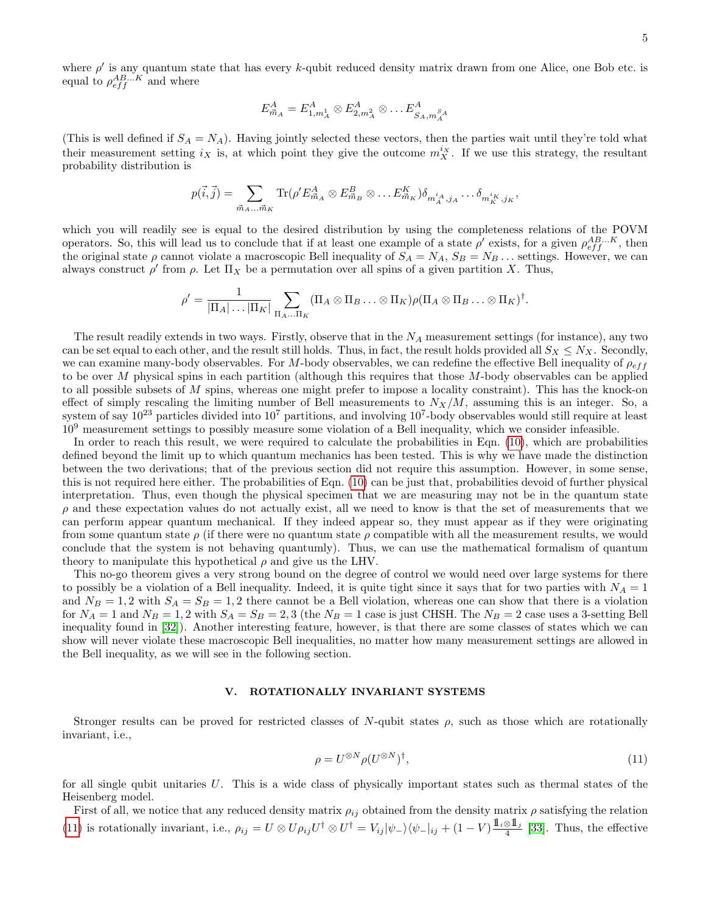where $\rho'$ is any quantum state that has every $k$-qubit reduced density matrix drawn from one Alice, one Bob etc. is equal to $\rho_{eff}^{AB...K}$ and where

$$E^A_{\vec{m}_A} = E^A_{1,m_A^1} \otimes E^A_{2,m_A^2} \otimes \dots E^A_{S_A,m_A^{S_A}}$$

(This is well defined if $S_A = N_A$). Having jointly selected these vectors, then the parties wait until they're told what their measurement setting $i_X$ is, at which point they give the outcome $m_X^{i_X}$. If we use this strategy, the resultant probability distribution is

$$p(\vec{i},\vec{j}) = \sum_{\vec{m}_A \dots \vec{m}_K} \text{Tr}(\rho' E^A_{\vec{m}_A} \otimes E^B_{\vec{m}_B} \otimes \dots E^K_{\vec{m}_K}) \delta_{m_A^{i_A},j_A} \dots \delta_{m_K^{i_K},j_K},$$

which you will readily see is equal to the desired distribution by using the completeness relations of the POVM operators. So, this will lead us to conclude that if at least one example of a state $\rho'$ exists, for a given $\rho_{eff}^{AB...K}$, then the original state $\rho$ cannot violate a macroscopic Bell inequality of $S_A = N_A$, $S_B = N_B \dots$ settings. However, we can always construct $\rho'$ from $\rho$. Let $\Pi_X$ be a permutation over all spins of a given partition $X$. Thus,

$$\rho' = \frac{1}{|\Pi_A| \dots |\Pi_K|} \sum_{\Pi_A \dots \Pi_K} (\Pi_A \otimes \Pi_B \dots \otimes \Pi_K) \rho (\Pi_A \otimes \Pi_B \dots \otimes \Pi_K)^\dagger.$$

The result readily extends in two ways. Firstly, observe that in the $N_A$ measurement settings (for instance), any two can be set equal to each other, and the result still holds. Thus, in fact, the result holds provided all $S_X \leq N_X$. Secondly, we can examine many-body observables. For $M$-body observables, we can redefine the effective Bell inequality of $\rho_{eff}$ to be over $M$ physical spins in each partition (although this requires that those $M$-body observables can be applied to all possible subsets of $M$ spins, whereas one might prefer to impose a locality constraint). This has the knock-on effect of simply rescaling the limiting number of Bell measurements to $N_X/M$, assuming this is an integer. So, a system of say $10^{23}$ particles divided into $10^7$ partitions, and involving $10^7$-body observables would still require at least $10^9$ measurement settings to possibly measure some violation of a Bell inequality, which we consider infeasible.

In order to reach this result, we were required to calculate the probabilities in Eqn. (10), which are probabilities defined beyond the limit up to which quantum mechanics has been tested. This is why we have made the distinction between the two derivations; that of the previous section did not require this assumption. However, in some sense, this is not required here either. The probabilities of Eqn. (10) can be just that, probabilities devoid of further physical interpretation. Thus, even though the physical specimen that we are measuring may not be in the quantum state $\rho$ and these expectation values do not actually exist, all we need to know is that the set of measurements that we can perform appear quantum mechanical. If they indeed appear so, they must appear as if they were originating from some quantum state $\rho$ (if there were no quantum state $\rho$ compatible with all the measurement results, we would conclude that the system is not behaving quantumly). Thus, we can use the mathematical formalism of quantum theory to manipulate this hypothetical $\rho$ and give us the LHV.

This no-go theorem gives a very strong bound on the degree of control we would need over large systems for there to possibly be a violation of a Bell inequality. Indeed, it is quite tight since it says that for two parties with $N_A = 1$ and $N_B = 1, 2$ with $S_A = S_B = 1, 2$ there cannot be a Bell violation, whereas one can show that there is a violation for $N_A = 1$ and $N_B = 1, 2$ with $S_A = S_B = 2, 3$ (the $N_B = 1$ case is just CHSH. The $N_B = 2$ case uses a 3-setting Bell inequality found in [32]). Another interesting feature, however, is that there are some classes of states which we can show will never violate these macroscopic Bell inequalities, no matter how many measurement settings are allowed in the Bell inequality, as we will see in the following section.

## V. ROTATIONALLY INVARIANT SYSTEMS

Stronger results can be proved for restricted classes of $N$-qubit states $\rho$, such as those which are rotationally invariant, i.e.,

$$\rho = U^{\otimes N} \rho (U^{\otimes N})^\dagger, \tag{11}$$

for all single qubit unitaries $U$. This is a wide class of physically important states such as thermal states of the Heisenberg model.

First of all, we notice that any reduced density matrix $\rho_{ij}$ obtained from the density matrix $\rho$ satisfying the relation (11) is rotationally invariant, i.e., $\rho_{ij} = U \otimes U \rho_{ij} U^\dagger \otimes U^\dagger = V_{ij} |\psi_-\rangle\langle\psi_-|_{ij} + (1 - V) \frac{\mathbb{1}_i \otimes \mathbb{1}_j}{4}$ [33]. Thus, the effective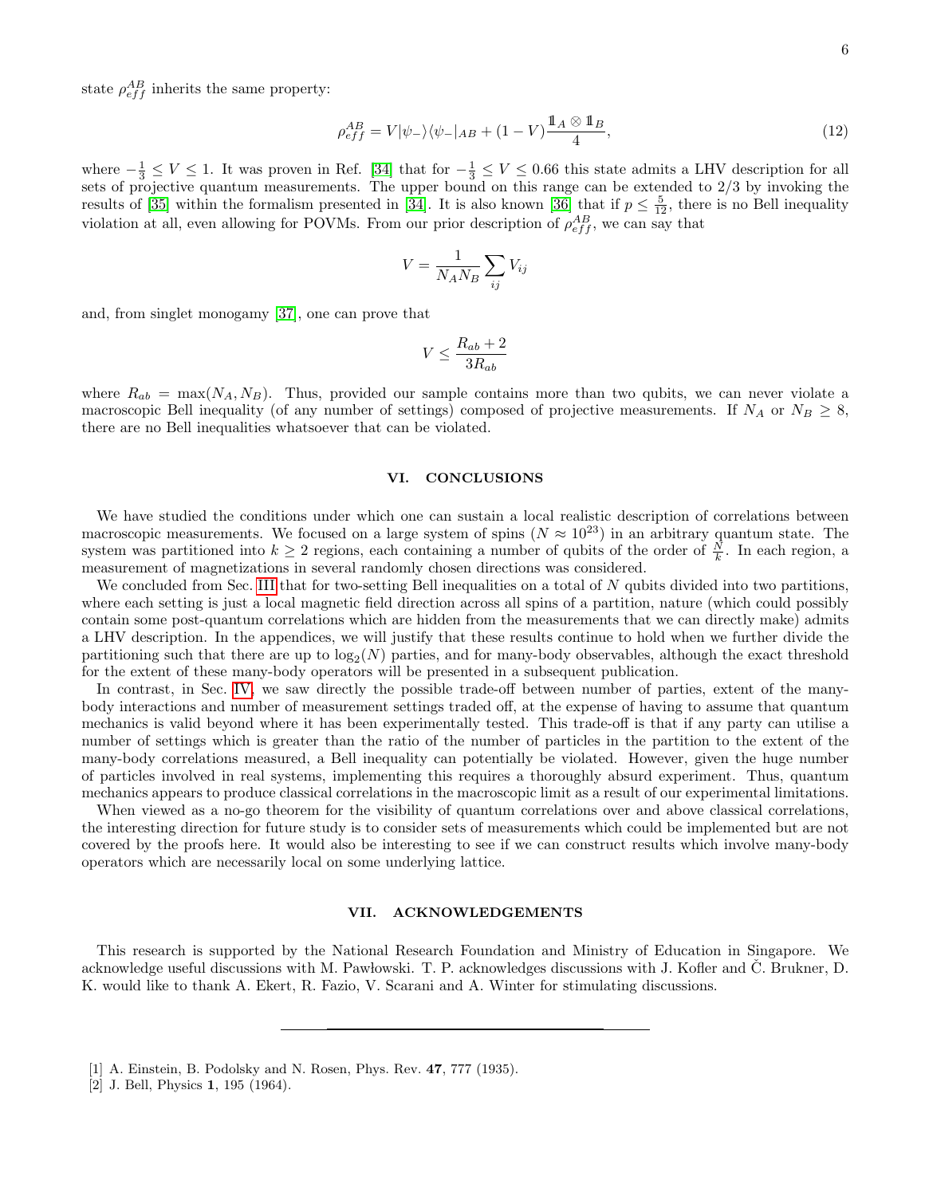state $\rho_{eff}^{AB}$ inherits the same property:

$$\rho_{eff}^{AB} = V|\psi_-\rangle\langle\psi_-|_{AB} + (1-V)\frac{\mathbb{1}_A \otimes \mathbb{1}_B}{4}, \tag{12}$$

where $-\frac{1}{3} \leq V \leq 1$. It was proven in Ref. [34] that for $-\frac{1}{3} \leq V \leq 0.66$ this state admits a LHV description for all sets of projective quantum measurements. The upper bound on this range can be extended to $2/3$ by invoking the results of [35] within the formalism presented in [34]. It is also known [36] that if $p \leq \frac{5}{12}$, there is no Bell inequality violation at all, even allowing for POVMs. From our prior description of $\rho_{eff}^{AB}$, we can say that

$$V = \frac{1}{N_A N_B} \sum_{ij} V_{ij}$$

and, from singlet monogamy [37], one can prove that

$$V \leq \frac{R_{ab} + 2}{3R_{ab}}$$

where $R_{ab} = \max(N_A, N_B)$. Thus, provided our sample contains more than two qubits, we can never violate a macroscopic Bell inequality (of any number of settings) composed of projective measurements. If $N_A$ or $N_B \geq 8$, there are no Bell inequalities whatsoever that can be violated.

## VI. CONCLUSIONS

We have studied the conditions under which one can sustain a local realistic description of correlations between macroscopic measurements. We focused on a large system of spins ($N \approx 10^{23}$) in an arbitrary quantum state. The system was partitioned into $k \geq 2$ regions, each containing a number of qubits of the order of $\frac{N}{k}$. In each region, a measurement of magnetizations in several randomly chosen directions was considered.

We concluded from Sec. III that for two-setting Bell inequalities on a total of $N$ qubits divided into two partitions, where each setting is just a local magnetic field direction across all spins of a partition, nature (which could possibly contain some post-quantum correlations which are hidden from the measurements that we can directly make) admits a LHV description. In the appendices, we will justify that these results continue to hold when we further divide the partitioning such that there are up to $\log_2(N)$ parties, and for many-body observables, although the exact threshold for the extent of these many-body operators will be presented in a subsequent publication.

In contrast, in Sec. IV, we saw directly the possible trade-off between number of parties, extent of the many-body interactions and number of measurement settings traded off, at the expense of having to assume that quantum mechanics is valid beyond where it has been experimentally tested. This trade-off is that if any party can utilise a number of settings which is greater than the ratio of the number of particles in the partition to the extent of the many-body correlations measured, a Bell inequality can potentially be violated. However, given the huge number of particles involved in real systems, implementing this requires a thoroughly absurd experiment. Thus, quantum mechanics appears to produce classical correlations in the macroscopic limit as a result of our experimental limitations.

When viewed as a no-go theorem for the visibility of quantum correlations over and above classical correlations, the interesting direction for future study is to consider sets of measurements which could be implemented but are not covered by the proofs here. It would also be interesting to see if we can construct results which involve many-body operators which are necessarily local on some underlying lattice.

## VII. ACKNOWLEDGEMENTS

This research is supported by the National Research Foundation and Ministry of Education in Singapore. We acknowledge useful discussions with M. Pawłowski. T. P. acknowledges discussions with J. Kofler and Č. Brukner, D. K. would like to thank A. Ekert, R. Fazio, V. Scarani and A. Winter for stimulating discussions.

---

[1] A. Einstein, B. Podolsky and N. Rosen, Phys. Rev. **47**, 777 (1935).

[2] J. Bell, Physics **1**, 195 (1964).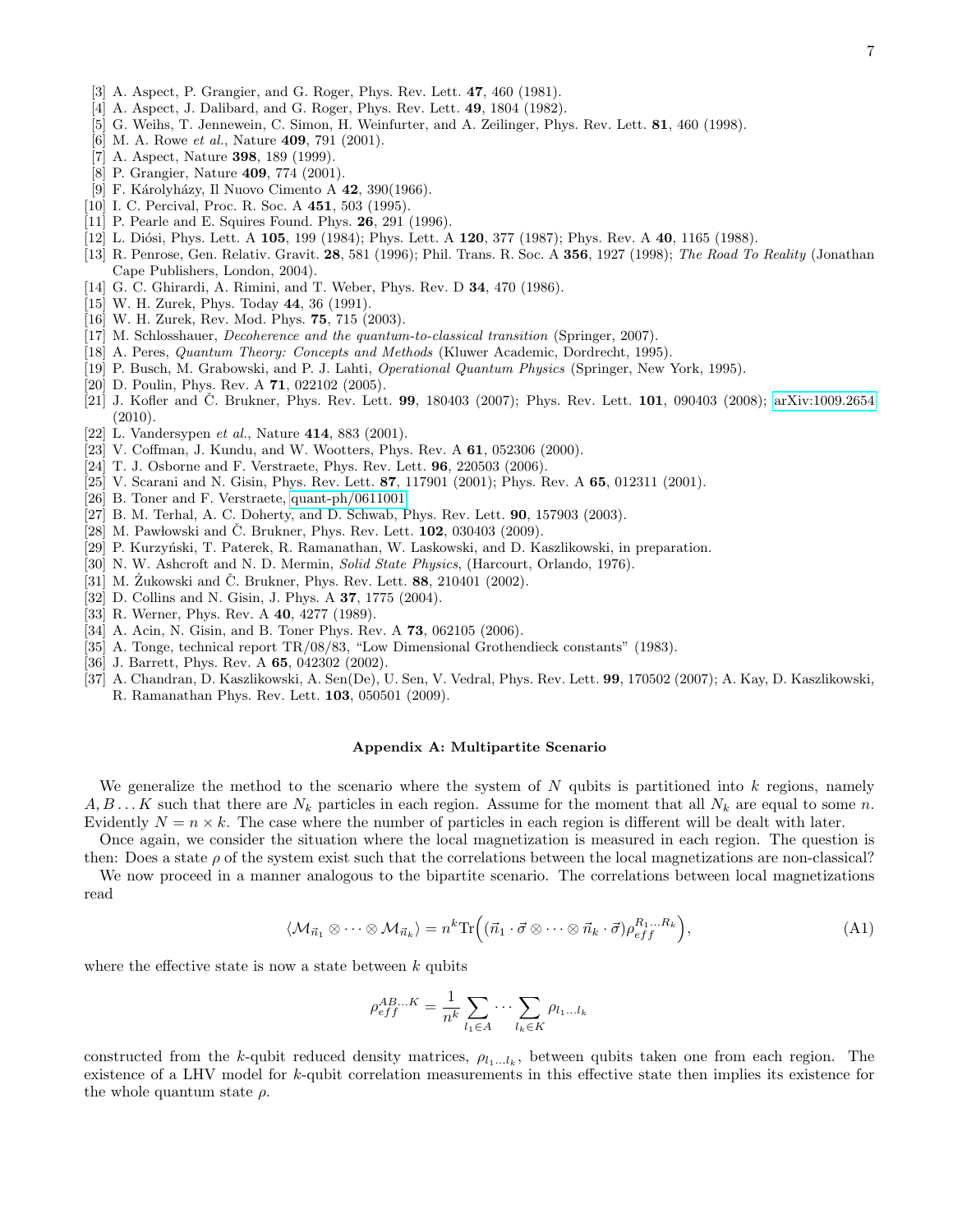[3] A. Aspect, P. Grangier, and G. Roger, Phys. Rev. Lett. **47**, 460 (1981).
[4] A. Aspect, J. Dalibard, and G. Roger, Phys. Rev. Lett. **49**, 1804 (1982).
[5] G. Weihs, T. Jennewein, C. Simon, H. Weinfurter, and A. Zeilinger, Phys. Rev. Lett. **81**, 460 (1998).
[6] M. A. Rowe *et al.*, Nature **409**, 791 (2001).
[7] A. Aspect, Nature **398**, 189 (1999).
[8] P. Grangier, Nature **409**, 774 (2001).
[9] F. Károlyházy, Il Nuovo Cimento A **42**, 390(1966).
[10] I. C. Percival, Proc. R. Soc. A **451**, 503 (1995).
[11] P. Pearle and E. Squires Found. Phys. **26**, 291 (1996).
[12] L. Diósi, Phys. Lett. A **105**, 199 (1984); Phys. Lett. A **120**, 377 (1987); Phys. Rev. A **40**, 1165 (1988).
[13] R. Penrose, Gen. Relativ. Gravit. **28**, 581 (1996); Phil. Trans. R. Soc. A **356**, 1927 (1998); *The Road To Reality* (Jonathan Cape Publishers, London, 2004).
[14] G. C. Ghirardi, A. Rimini, and T. Weber, Phys. Rev. D **34**, 470 (1986).
[15] W. H. Zurek, Phys. Today **44**, 36 (1991).
[16] W. H. Zurek, Rev. Mod. Phys. **75**, 715 (2003).
[17] M. Schlosshauer, *Decoherence and the quantum-to-classical transition* (Springer, 2007).
[18] A. Peres, *Quantum Theory: Concepts and Methods* (Kluwer Academic, Dordrecht, 1995).
[19] P. Busch, M. Grabowski, and P. J. Lahti, *Operational Quantum Physics* (Springer, New York, 1995).
[20] D. Poulin, Phys. Rev. A **71**, 022102 (2005).
[21] J. Kofler and Č. Brukner, Phys. Rev. Lett. **99**, 180403 (2007); Phys. Rev. Lett. **101**, 090403 (2008); arXiv:1009.2654 (2010).
[22] L. Vandersypen *et al.*, Nature **414**, 883 (2001).
[23] V. Coffman, J. Kundu, and W. Wootters, Phys. Rev. A **61**, 052306 (2000).
[24] T. J. Osborne and F. Verstraete, Phys. Rev. Lett. **96**, 220503 (2006).
[25] V. Scarani and N. Gisin, Phys. Rev. Lett. **87**, 117901 (2001); Phys. Rev. A **65**, 012311 (2001).
[26] B. Toner and F. Verstraete, quant-ph/0611001
[27] B. M. Terhal, A. C. Doherty, and D. Schwab, Phys. Rev. Lett. **90**, 157903 (2003).
[28] M. Pawłowski and Č. Brukner, Phys. Rev. Lett. **102**, 030403 (2009).
[29] P. Kurzyński, T. Paterek, R. Ramanathan, W. Laskowski, and D. Kaszlikowski, in preparation.
[30] N. W. Ashcroft and N. D. Mermin, *Solid State Physics*, (Harcourt, Orlando, 1976).
[31] M. Żukowski and Č. Brukner, Phys. Rev. Lett. **88**, 210401 (2002).
[32] D. Collins and N. Gisin, J. Phys. A **37**, 1775 (2004).
[33] R. Werner, Phys. Rev. A **40**, 4277 (1989).
[34] A. Acin, N. Gisin, and B. Toner Phys. Rev. A **73**, 062105 (2006).
[35] A. Tonge, technical report TR/08/83, "Low Dimensional Grothendieck constants" (1983).
[36] J. Barrett, Phys. Rev. A **65**, 042302 (2002).
[37] A. Chandran, D. Kaszlikowski, A. Sen(De), U. Sen, V. Vedral, Phys. Rev. Lett. **99**, 170502 (2007); A. Kay, D. Kaszlikowski, R. Ramanathan Phys. Rev. Lett. **103**, 050501 (2009).

## Appendix A: Multipartite Scenario

We generalize the method to the scenario where the system of $N$ qubits is partitioned into $k$ regions, namely $A, B \dots K$ such that there are $N_k$ particles in each region. Assume for the moment that all $N_k$ are equal to some $n$. Evidently $N = n \times k$. The case where the number of particles in each region is different will be dealt with later.

Once again, we consider the situation where the local magnetization is measured in each region. The question is then: Does a state $\rho$ of the system exist such that the correlations between the local magnetizations are non-classical?

We now proceed in a manner analogous to the bipartite scenario. The correlations between local magnetizations read

$$\langle \mathcal{M}_{\vec{n}_1} \otimes \dots \otimes \mathcal{M}_{\vec{n}_k} \rangle = n^k \mathrm{Tr}\Big( (\vec{n}_1 \cdot \vec{\sigma} \otimes \dots \otimes \vec{n}_k \cdot \vec{\sigma}) \rho_{eff}^{R_1 \dots R_k} \Big), \tag{A1}$$

where the effective state is now a state between $k$ qubits

$$\rho_{eff}^{AB\dots K} = \frac{1}{n^k} \sum_{l_1 \in A} \dots \sum_{l_k \in K} \rho_{l_1 \dots l_k}$$

constructed from the $k$-qubit reduced density matrices, $\rho_{l_1 \dots l_k}$, between qubits taken one from each region. The existence of a LHV model for $k$-qubit correlation measurements in this effective state then implies its existence for the whole quantum state $\rho$.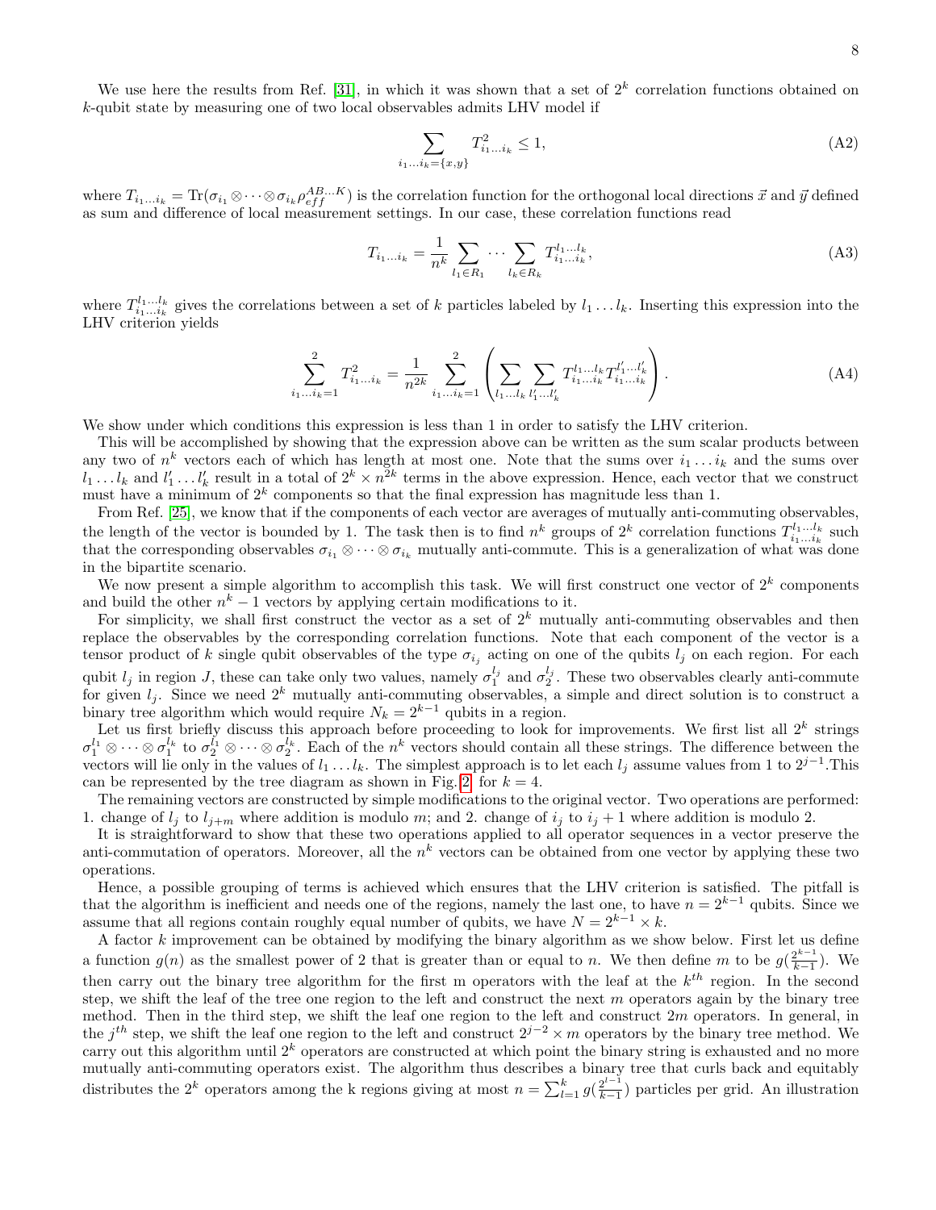We use here the results from Ref. [31], in which it was shown that a set of $2^k$ correlation functions obtained on $k$-qubit state by measuring one of two local observables admits LHV model if

$$\sum_{i_1 \dots i_k = \{x,y\}} T^2_{i_1 \dots i_k} \leq 1, \tag{A2}$$

where $T_{i_1 \dots i_k} = \text{Tr}(\sigma_{i_1} \otimes \cdots \otimes \sigma_{i_k} \rho_{eff}^{AB \dots K})$ is the correlation function for the orthogonal local directions $\vec{x}$ and $\vec{y}$ defined as sum and difference of local measurement settings. In our case, these correlation functions read

$$T_{i_1 \dots i_k} = \frac{1}{n^k} \sum_{l_1 \in R_1} \cdots \sum_{l_k \in R_k} T^{l_1 \dots l_k}_{i_1 \dots i_k}, \tag{A3}$$

where $T^{l_1 \dots l_k}_{i_1 \dots i_k}$ gives the correlations between a set of $k$ particles labeled by $l_1 \dots l_k$. Inserting this expression into the LHV criterion yields

$$\sum_{i_1 \dots i_k = 1}^{2} T^2_{i_1 \dots i_k} = \frac{1}{n^{2k}} \sum_{i_1 \dots i_k = 1}^{2} \left( \sum_{l_1 \dots l_k} \sum_{l'_1 \dots l'_k} T^{l_1 \dots l_k}_{i_1 \dots i_k} T^{l'_1 \dots l'_k}_{i_1 \dots i_k} \right). \tag{A4}$$

We show under which conditions this expression is less than 1 in order to satisfy the LHV criterion.

This will be accomplished by showing that the expression above can be written as the sum scalar products between any two of $n^k$ vectors each of which has length at most one. Note that the sums over $i_1 \dots i_k$ and the sums over $l_1 \dots l_k$ and $l'_1 \dots l'_k$ result in a total of $2^k \times n^{2k}$ terms in the above expression. Hence, each vector that we construct must have a minimum of $2^k$ components so that the final expression has magnitude less than 1.

From Ref. [25], we know that if the components of each vector are averages of mutually anti-commuting observables, the length of the vector is bounded by 1. The task then is to find $n^k$ groups of $2^k$ correlation functions $T^{l_1 \dots l_k}_{i_1 \dots i_k}$ such that the corresponding observables $\sigma_{i_1} \otimes \cdots \otimes \sigma_{i_k}$ mutually anti-commute. This is a generalization of what was done in the bipartite scenario.

We now present a simple algorithm to accomplish this task. We will first construct one vector of $2^k$ components and build the other $n^k - 1$ vectors by applying certain modifications to it.

For simplicity, we shall first construct the vector as a set of $2^k$ mutually anti-commuting observables and then replace the observables by the corresponding correlation functions. Note that each component of the vector is a tensor product of $k$ single qubit observables of the type $\sigma_{i_j}$ acting on one of the qubits $l_j$ on each region. For each qubit $l_j$ in region $J$, these can take only two values, namely $\sigma_1^{l_j}$ and $\sigma_2^{l_j}$. These two observables clearly anti-commute for given $l_j$. Since we need $2^k$ mutually anti-commuting observables, a simple and direct solution is to construct a binary tree algorithm which would require $N_k = 2^{k-1}$ qubits in a region.

Let us first briefly discuss this approach before proceeding to look for improvements. We first list all $2^k$ strings $\sigma_1^{l_1} \otimes \cdots \otimes \sigma_1^{l_k}$ to $\sigma_2^{l_1} \otimes \cdots \otimes \sigma_2^{l_k}$. Each of the $n^k$ vectors should contain all these strings. The difference between the vectors will lie only in the values of $l_1 \dots l_k$. The simplest approach is to let each $l_j$ assume values from 1 to $2^{j-1}$.This can be represented by the tree diagram as shown in Fig. 2 for $k = 4$.

The remaining vectors are constructed by simple modifications to the original vector. Two operations are performed: 1. change of $l_j$ to $l_{j+m}$ where addition is modulo $m$; and 2. change of $i_j$ to $i_j + 1$ where addition is modulo 2.

It is straightforward to show that these two operations applied to all operator sequences in a vector preserve the anti-commutation of operators. Moreover, all the $n^k$ vectors can be obtained from one vector by applying these two operations.

Hence, a possible grouping of terms is achieved which ensures that the LHV criterion is satisfied. The pitfall is that the algorithm is inefficient and needs one of the regions, namely the last one, to have $n = 2^{k-1}$ qubits. Since we assume that all regions contain roughly equal number of qubits, we have $N = 2^{k-1} \times k$.

A factor $k$ improvement can be obtained by modifying the binary algorithm as we show below. First let us define a function $g(n)$ as the smallest power of 2 that is greater than or equal to $n$. We then define $m$ to be $g(\frac{2^{k-1}}{k-1})$. We then carry out the binary tree algorithm for the first m operators with the leaf at the $k^{th}$ region. In the second step, we shift the leaf of the tree one region to the left and construct the next $m$ operators again by the binary tree method. Then in the third step, we shift the leaf one region to the left and construct $2m$ operators. In general, in the $j^{th}$ step, we shift the leaf one region to the left and construct $2^{j-2} \times m$ operators by the binary tree method. We carry out this algorithm until $2^k$ operators are constructed at which point the binary string is exhausted and no more mutually anti-commuting operators exist. The algorithm thus describes a binary tree that curls back and equitably distributes the $2^k$ operators among the k regions giving at most $n = \sum_{l=1}^{k} g(\frac{2^{l-1}}{k-1})$ particles per grid. An illustration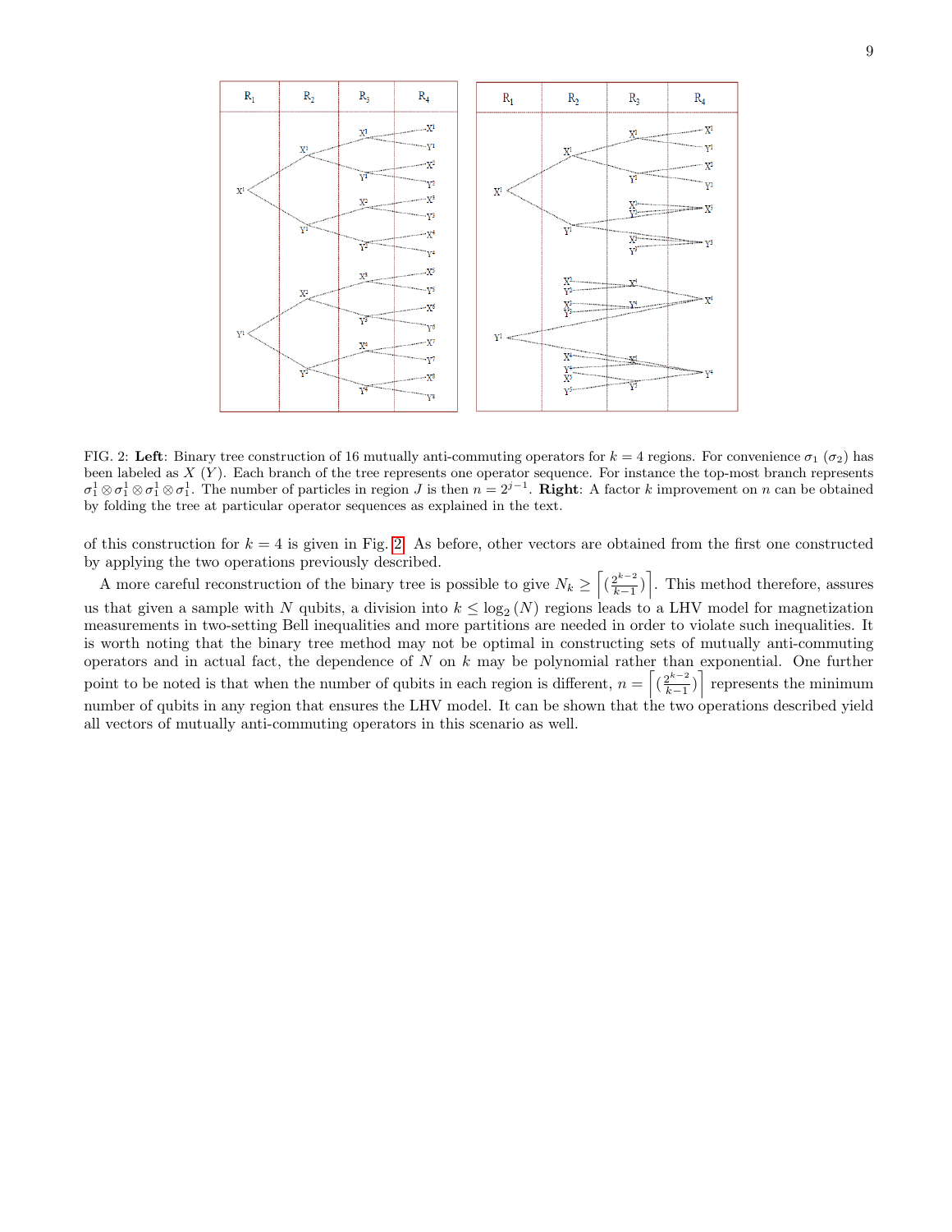FIG. 2: **Left**: Binary tree construction of 16 mutually anti-commuting operators for $k = 4$ regions. For convenience $\sigma_1$ ($\sigma_2$) has been labeled as $X$ ($Y$). Each branch of the tree represents one operator sequence. For instance the top-most branch represents $\sigma_1^1 \otimes \sigma_1^1 \otimes \sigma_1^1 \otimes \sigma_1^1$. The number of particles in region $J$ is then $n = 2^{j-1}$. **Right**: A factor $k$ improvement on $n$ can be obtained by folding the tree at particular operator sequences as explained in the text.

of this construction for $k = 4$ is given in Fig. 2. As before, other vectors are obtained from the first one constructed by applying the two operations previously described.

A more careful reconstruction of the binary tree is possible to give $N_k \geq \left\lceil (\frac{2^{k-2}}{k-1}) \right\rceil$. This method therefore, assures us that given a sample with $N$ qubits, a division into $k \leq \log_2(N)$ regions leads to a LHV model for magnetization measurements in two-setting Bell inequalities and more partitions are needed in order to violate such inequalities. It is worth noting that the binary tree method may not be optimal in constructing sets of mutually anti-commuting operators and in actual fact, the dependence of $N$ on $k$ may be polynomial rather than exponential. One further point to be noted is that when the number of qubits in each region is different, $n = \left\lceil (\frac{2^{k-2}}{k-1}) \right\rceil$ represents the minimum number of qubits in any region that ensures the LHV model. It can be shown that the two operations described yield all vectors of mutually anti-commuting operators in this scenario as well.